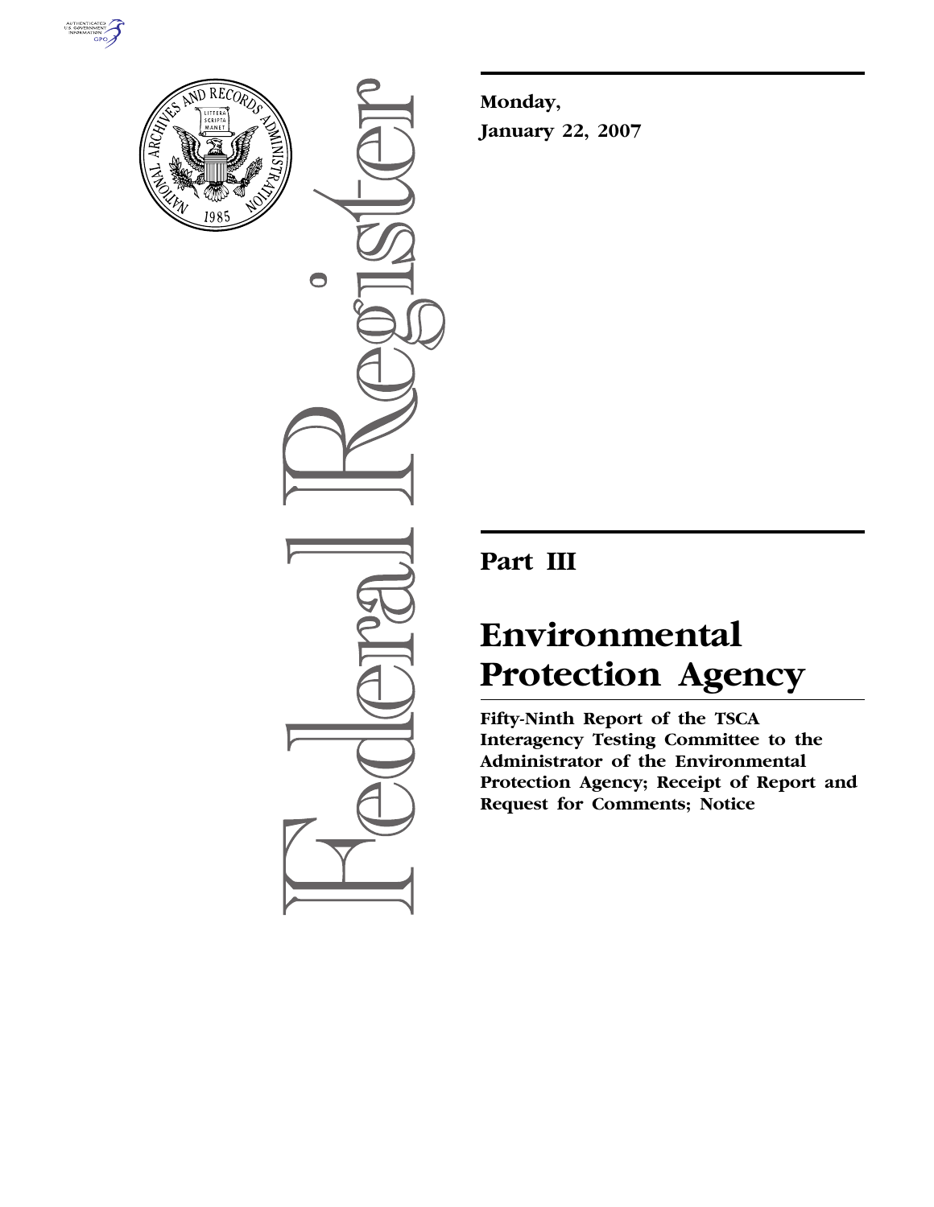**Monday,**

**January 22, 2007**

## Part III

# Environmental Protection Agency

**Fifty-Ninth Report of the TSCA Interagency Testing Committee to the Administrator of the Environmental Protection Agency; Receipt of Report and Request for Comments; Notice**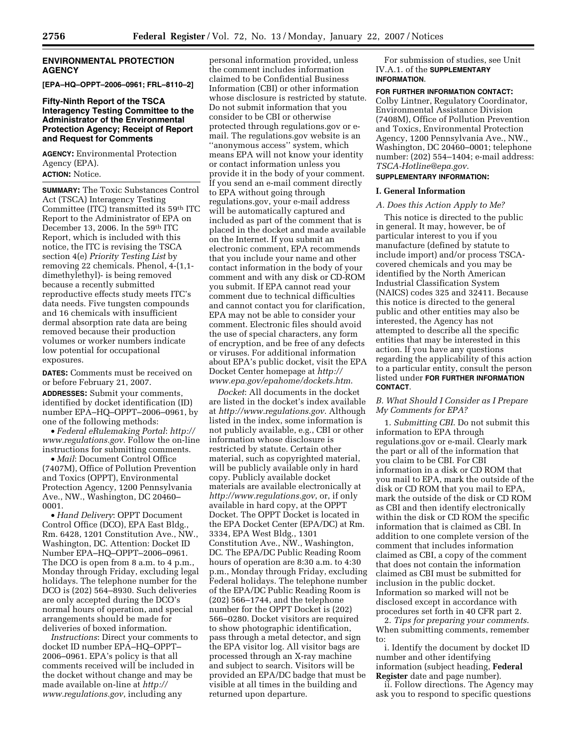## ENVIRONMENTAL PROTECTION AGENCY

**[EPA–HQ–OPPT–2006–0961; FRL–8110–2]**

## Fifty-Ninth Report of the TSCA Interagency Testing Committee to the Administrator of the Environmental Protection Agency; Receipt of Report and Request for Comments

**AGENCY:** Environmental Protection Agency (EPA).

**ACTION:** Notice.

**SUMMARY:** The Toxic Substances Control Act (TSCA) Interagency Testing Committee (ITC) transmitted its 59th ITC Report to the Administrator of EPA on December 13, 2006. In the 59th ITC Report, which is included with this notice, the ITC is revising the TSCA section 4(e) *Priority Testing List* by removing 22 chemicals. Phenol, 4-(1,1-dimethylethyl)- is being removed because a recently submitted reproductive effects study meets ITC's data needs. Five tungsten compounds and 16 chemicals with insufficient dermal absorption rate data are being removed because their production volumes or worker numbers indicate low potential for occupational exposures.

**DATES:** Comments must be received on or before February 21, 2007.

**ADDRESSES:** Submit your comments, identified by docket identification (ID) number EPA–HQ–OPPT–2006–0961, by one of the following methods:

- *Federal eRulemaking Portal*: *http://www.regulations.gov*. Follow the on-line instructions for submitting comments.
- *Mail*: Document Control Office (7407M), Office of Pollution Prevention and Toxics (OPPT), Environmental Protection Agency, 1200 Pennsylvania Ave., NW., Washington, DC 20460–0001.
- *Hand Delivery*: OPPT Document Control Office (DCO), EPA East Bldg., Rm. 6428, 1201 Constitution Ave., NW., Washington, DC. Attention: Docket ID Number EPA–HQ–OPPT–2006–0961. The DCO is open from 8 a.m. to 4 p.m., Monday through Friday, excluding legal holidays. The telephone number for the DCO is (202) 564–8930. Such deliveries are only accepted during the DCO's normal hours of operation, and special arrangements should be made for deliveries of boxed information.

*Instructions*: Direct your comments to docket ID number EPA–HQ–OPPT–2006–0961. EPA's policy is that all comments received will be included in the docket without change and may be made available on-line at *http://www.regulations.gov*, including any personal information provided, unless the comment includes information claimed to be Confidential Business Information (CBI) or other information whose disclosure is restricted by statute. Do not submit information that you consider to be CBI or otherwise protected through regulations.gov or e-mail. The regulations.gov website is an "anonymous access" system, which means EPA will not know your identity or contact information unless you provide it in the body of your comment. If you send an e-mail comment directly to EPA without going through regulations.gov, your e-mail address will be automatically captured and included as part of the comment that is placed in the docket and made available on the Internet. If you submit an electronic comment, EPA recommends that you include your name and other contact information in the body of your comment and with any disk or CD-ROM you submit. If EPA cannot read your comment due to technical difficulties and cannot contact you for clarification, EPA may not be able to consider your comment. Electronic files should avoid the use of special characters, any form of encryption, and be free of any defects or viruses. For additional information about EPA's public docket, visit the EPA Docket Center homepage at *http://www.epa.gov/epahome/dockets.htm*.

*Docket*: All documents in the docket are listed in the docket's index available at *http://www.regulations.gov*. Although listed in the index, some information is not publicly available, e.g., CBI or other information whose disclosure is restricted by statute. Certain other material, such as copyrighted material, will be publicly available only in hard copy. Publicly available docket materials are available electronically at *http://www.regulations.gov*, or, if only available in hard copy, at the OPPT Docket. The OPPT Docket is located in the EPA Docket Center (EPA/DC) at Rm. 3334, EPA West Bldg., 1301 Constitution Ave., NW., Washington, DC. The EPA/DC Public Reading Room hours of operation are 8:30 a.m. to 4:30 p.m., Monday through Friday, excluding Federal holidays. The telephone number of the EPA/DC Public Reading Room is (202) 566–1744, and the telephone number for the OPPT Docket is (202) 566–0280. Docket visitors are required to show photographic identification, pass through a metal detector, and sign the EPA visitor log. All visitor bags are processed through an X-ray machine and subject to search. Visitors will be provided an EPA/DC badge that must be visible at all times in the building and returned upon departure.

For submission of studies, see Unit IV.A.1. of the **SUPPLEMENTARY INFORMATION**.

**FOR FURTHER INFORMATION CONTACT:** Colby Lintner, Regulatory Coordinator, Environmental Assistance Division (7408M), Office of Pollution Prevention and Toxics, Environmental Protection Agency, 1200 Pennsylvania Ave., NW., Washington, DC 20460–0001; telephone number: (202) 554–1404; e-mail address: *TSCA-Hotline@epa.gov*.

**SUPPLEMENTARY INFORMATION:**

### I. General Information

#### *A. Does this Action Apply to Me?*

This notice is directed to the public in general. It may, however, be of particular interest to you if you manufacture (defined by statute to include import) and/or process TSCA-covered chemicals and you may be identified by the North American Industrial Classification System (NAICS) codes 325 and 32411. Because this notice is directed to the general public and other entities may also be interested, the Agency has not attempted to describe all the specific entities that may be interested in this action. If you have any questions regarding the applicability of this action to a particular entity, consult the person listed under **FOR FURTHER INFORMATION CONTACT**.

#### *B. What Should I Consider as I Prepare My Comments for EPA?*

1. *Submitting CBI*. Do not submit this information to EPA through regulations.gov or e-mail. Clearly mark the part or all of the information that you claim to be CBI. For CBI information in a disk or CD ROM that you mail to EPA, mark the outside of the disk or CD ROM that you mail to EPA, mark the outside of the disk or CD ROM as CBI and then identify electronically within the disk or CD ROM the specific information that is claimed as CBI. In addition to one complete version of the comment that includes information claimed as CBI, a copy of the comment that does not contain the information claimed as CBI must be submitted for inclusion in the public docket. Information so marked will not be disclosed except in accordance with procedures set forth in 40 CFR part 2.

2. *Tips for preparing your comments*. When submitting comments, remember to:

i. Identify the document by docket ID number and other identifying information (subject heading, **Federal Register** date and page number).

ii. Follow directions. The Agency may ask you to respond to specific questions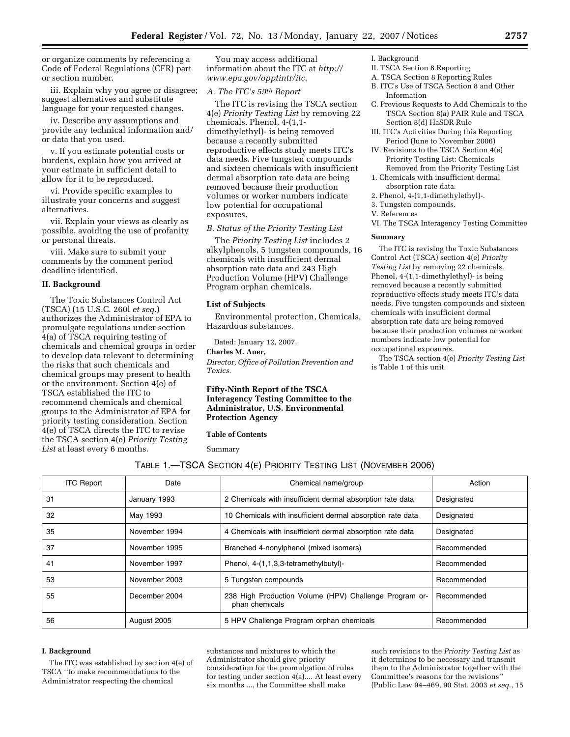or organize comments by referencing a Code of Federal Regulations (CFR) part or section number.

iii. Explain why you agree or disagree; suggest alternatives and substitute language for your requested changes.

iv. Describe any assumptions and provide any technical information and/or data that you used.

v. If you estimate potential costs or burdens, explain how you arrived at your estimate in sufficient detail to allow for it to be reproduced.

vi. Provide specific examples to illustrate your concerns and suggest alternatives.

vii. Explain your views as clearly as possible, avoiding the use of profanity or personal threats.

viii. Make sure to submit your comments by the comment period deadline identified.

## II. Background

The Toxic Substances Control Act (TSCA) (15 U.S.C. 260l *et seq.*) authorizes the Administrator of EPA to promulgate regulations under section 4(a) of TSCA requiring testing of chemicals and chemical groups in order to develop data relevant to determining the risks that such chemicals and chemical groups may present to health or the environment. Section 4(e) of TSCA established the ITC to recommend chemicals and chemical groups to the Administrator of EPA for priority testing consideration. Section 4(e) of TSCA directs the ITC to revise the TSCA section 4(e) *Priority Testing List* at least every 6 months.

You may access additional information about the ITC at *http://www.epa.gov/opptintr/itc*.

### A. The ITC's 59th Report

The ITC is revising the TSCA section 4(e) *Priority Testing List* by removing 22 chemicals. Phenol, 4-(1,1-dimethylethyl)- is being removed because a recently submitted reproductive effects study meets ITC's data needs. Five tungsten compounds and sixteen chemicals with insufficient dermal absorption rate data are being removed because their production volumes or worker numbers indicate low potential for occupational exposures.

### B. Status of the Priority Testing List

The *Priority Testing List* includes 2 alkylphenols, 5 tungsten compounds, 16 chemicals with insufficient dermal absorption rate data and 243 High Production Volume (HPV) Challenge Program orphan chemicals.

## List of Subjects

Environmental protection, Chemicals, Hazardous substances.

Dated: January 12, 2007.

**Charles M. Auer,**

*Director, Office of Pollution Prevention and Toxics.*

## Fifty-Ninth Report of the TSCA Interagency Testing Committee to the Administrator, U.S. Environmental Protection Agency

**Table of Contents**

Summary

I. Background

II. TSCA Section 8 Reporting

A. TSCA Section 8 Reporting Rules

B. ITC's Use of TSCA Section 8 and Other Information

C. Previous Requests to Add Chemicals to the TSCA Section 8(a) PAIR Rule and TSCA Section 8(d) HaSDR Rule

III. ITC's Activities During this Reporting Period (June to November 2006)

IV. Revisions to the TSCA Section 4(e) Priority Testing List: Chemicals Removed from the Priority Testing List

1. Chemicals with insufficient dermal absorption rate data.

2. Phenol, 4-(1,1-dimethylethyl)-.

3. Tungsten compounds.

V. References

VI. The TSCA Interagency Testing Committee

### Summary

The ITC is revising the Toxic Substances Control Act (TSCA) section 4(e) *Priority Testing List* by removing 22 chemicals. Phenol, 4-(1,1-dimethylethyl)- is being removed because a recently submitted reproductive effects study meets ITC's data needs. Five tungsten compounds and sixteen chemicals with insufficient dermal absorption rate data are being removed because their production volumes or worker numbers indicate low potential for occupational exposures.

The TSCA section 4(e) *Priority Testing List* is Table 1 of this unit.

TABLE 1.—TSCA SECTION 4(E) PRIORITY TESTING LIST (NOVEMBER 2006)

| ITC Report | Date | Chemical name/group | Action |
|---|---|---|---|
| 31 | January 1993 | 2 Chemicals with insufficient dermal absorption rate data | Designated |
| 32 | May 1993 | 10 Chemicals with insufficient dermal absorption rate data | Designated |
| 35 | November 1994 | 4 Chemicals with insufficient dermal absorption rate data | Designated |
| 37 | November 1995 | Branched 4-nonylphenol (mixed isomers) | Recommended |
| 41 | November 1997 | Phenol, 4-(1,1,3,3-tetramethylbutyl)- | Recommended |
| 53 | November 2003 | 5 Tungsten compounds | Recommended |
| 55 | December 2004 | 238 High Production Volume (HPV) Challenge Program orphan chemicals | Recommended |
| 56 | August 2005 | 5 HPV Challenge Program orphan chemicals | Recommended |

### I. Background

The ITC was established by section 4(e) of TSCA ''to make recommendations to the Administrator respecting the chemical substances and mixtures to which the Administrator should give priority consideration for the promulgation of rules for testing under section 4(a).... At least every six months ..., the Committee shall make such revisions to the *Priority Testing List* as it determines to be necessary and transmit them to the Administrator together with the Committee's reasons for the revisions'' (Public Law 94–469, 90 Stat. 2003 *et seq.*, 15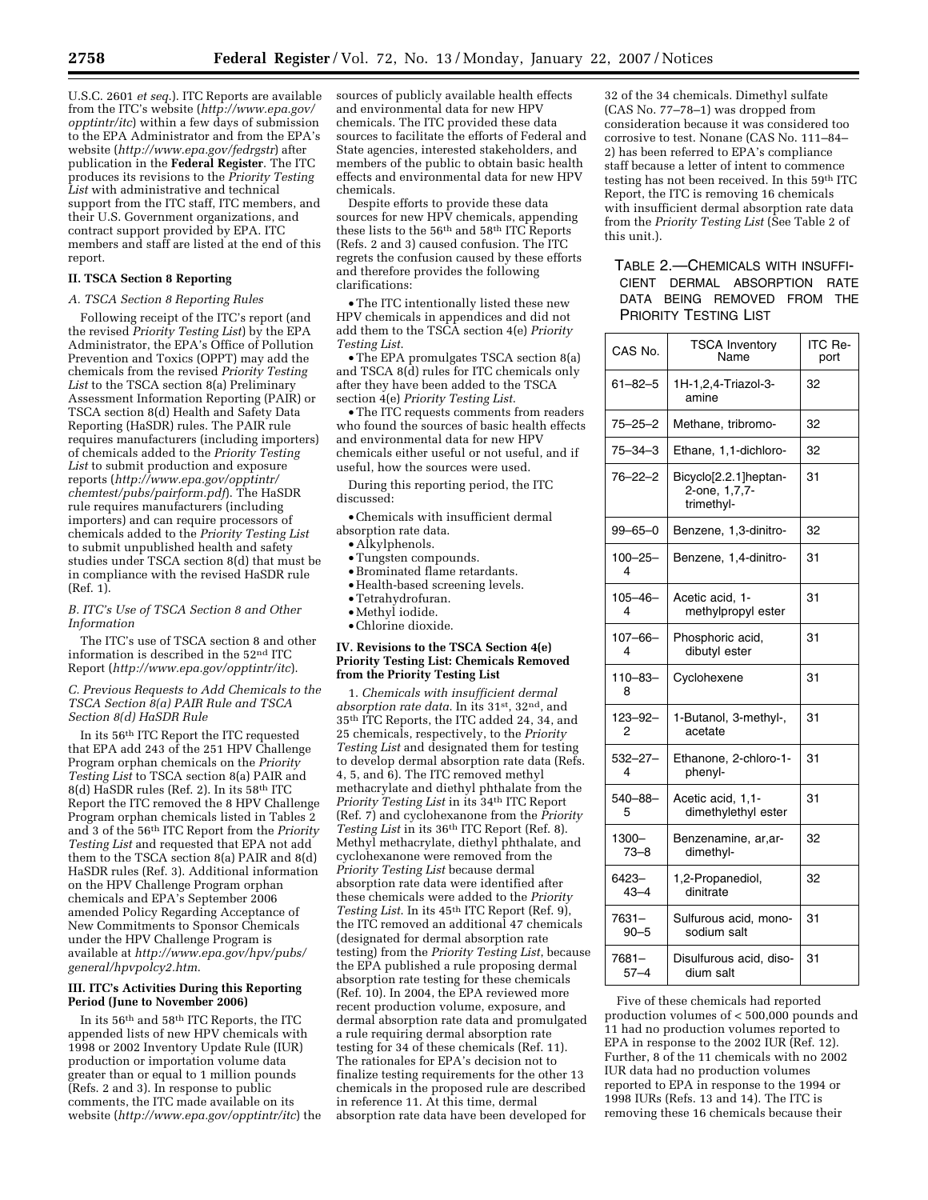U.S.C. 2601 *et seq.*). ITC Reports are available from the ITC's website (*http://www.epa.gov/opptintr/itc*) within a few days of submission to the EPA Administrator and from the EPA's website (*http://www.epa.gov/fedrgstr*) after publication in the **Federal Register**. The ITC produces its revisions to the *Priority Testing List* with administrative and technical support from the ITC staff, ITC members, and their U.S. Government organizations, and contract support provided by EPA. ITC members and staff are listed at the end of this report.

## II. TSCA Section 8 Reporting

### *A. TSCA Section 8 Reporting Rules*

Following receipt of the ITC's report (and the revised *Priority Testing List*) by the EPA Administrator, the EPA's Office of Pollution Prevention and Toxics (OPPT) may add the chemicals from the revised *Priority Testing List* to the TSCA section 8(a) Preliminary Assessment Information Reporting (PAIR) or TSCA section 8(d) Health and Safety Data Reporting (HaSDR) rules. The PAIR rule requires manufacturers (including importers) of chemicals added to the *Priority Testing List* to submit production and exposure reports (*http://www.epa.gov/opptintr/chemtest/pubs/pairform.pdf*). The HaSDR rule requires manufacturers (including importers) and can require processors of chemicals added to the *Priority Testing List* to submit unpublished health and safety studies under TSCA section 8(d) that must be in compliance with the revised HaSDR rule (Ref. 1).

### *B. ITC's Use of TSCA Section 8 and Other Information*

The ITC's use of TSCA section 8 and other information is described in the 52nd ITC Report (*http://www.epa.gov/opptintr/itc*).

### *C. Previous Requests to Add Chemicals to the TSCA Section 8(a) PAIR Rule and TSCA Section 8(d) HaSDR Rule*

In its 56th ITC Report the ITC requested that EPA add 243 of the 251 HPV Challenge Program orphan chemicals on the *Priority Testing List* to TSCA section 8(a) PAIR and 8(d) HaSDR rules (Ref. 2). In its 58th ITC Report the ITC removed the 8 HPV Challenge Program orphan chemicals listed in Tables 2 and 3 of the 56th ITC Report from the *Priority Testing List* and requested that EPA not add them to the TSCA section 8(a) PAIR and 8(d) HaSDR rules (Ref. 3). Additional information on the HPV Challenge Program orphan chemicals and EPA's September 2006 amended Policy Regarding Acceptance of New Commitments to Sponsor Chemicals under the HPV Challenge Program is available at *http://www.epa.gov/hpv/pubs/general/hpvpolcy2.htm*.

## III. ITC's Activities During this Reporting Period (June to November 2006)

In its 56th and 58th ITC Reports, the ITC appended lists of new HPV chemicals with 1998 or 2002 Inventory Update Rule (IUR) production or importation volume data greater than or equal to 1 million pounds (Refs. 2 and 3). In response to public comments, the ITC made available on its website (*http://www.epa.gov/opptintr/itc*) the sources of publicly available health effects and environmental data for new HPV chemicals. The ITC provided these data sources to facilitate the efforts of Federal and State agencies, interested stakeholders, and members of the public to obtain basic health effects and environmental data for new HPV chemicals.

Despite efforts to provide these data sources for new HPV chemicals, appending these lists to the 56th and 58th ITC Reports (Refs. 2 and 3) caused confusion. The ITC regrets the confusion caused by these efforts and therefore provides the following clarifications:

- The ITC intentionally listed these new HPV chemicals in appendices and did not add them to the TSCA section 4(e) *Priority Testing List*.
- The EPA promulgates TSCA section 8(a) and TSCA 8(d) rules for ITC chemicals only after they have been added to the TSCA section 4(e) *Priority Testing List*.
- The ITC requests comments from readers who found the sources of basic health effects and environmental data for new HPV chemicals either useful or not useful, and if useful, how the sources were used.

During this reporting period, the ITC discussed:

- Chemicals with insufficient dermal absorption rate data.
- Alkylphenols.
- Tungsten compounds.
- Brominated flame retardants.
- Health-based screening levels.
- Tetrahydrofuran.
- Methyl iodide.
- Chlorine dioxide.

## IV. Revisions to the TSCA Section 4(e) Priority Testing List: Chemicals Removed from the Priority Testing List

1. *Chemicals with insufficient dermal absorption rate data.* In its 31st, 32nd, and 35th ITC Reports, the ITC added 24, 34, and 25 chemicals, respectively, to the *Priority Testing List* and designated them for testing to develop dermal absorption rate data (Refs. 4, 5, and 6). The ITC removed methyl methacrylate and diethyl phthalate from the *Priority Testing List* in its 34th ITC Report (Ref. 7) and cyclohexanone from the *Priority Testing List* in its 36th ITC Report (Ref. 8). Methyl methacrylate, diethyl phthalate, and cyclohexanone were removed from the *Priority Testing List* because dermal absorption rate data were identified after these chemicals were added to the *Priority Testing List*. In its 45th ITC Report (Ref. 9), the ITC removed an additional 47 chemicals (designated for dermal absorption rate testing) from the *Priority Testing List*, because the EPA published a rule proposing dermal absorption rate testing for these chemicals (Ref. 10). In 2004, the EPA reviewed more recent production volume, exposure, and dermal absorption rate data and promulgated a rule requiring dermal absorption rate testing for 34 of these chemicals (Ref. 11). The rationales for EPA's decision not to finalize testing requirements for the other 13 chemicals in the proposed rule are described in reference 11. At this time, dermal absorption rate data have been developed for 32 of the 34 chemicals. Dimethyl sulfate (CAS No. 77–78–1) was dropped from consideration because it was considered too corrosive to test. Nonane (CAS No. 111–84–2) has been referred to EPA's compliance staff because a letter of intent to commence testing has not been received. In this 59th ITC Report, the ITC is removing 16 chemicals with insufficient dermal absorption rate data from the *Priority Testing List* (See Table 2 of this unit.).

TABLE 2.—CHEMICALS WITH INSUFFICIENT DERMAL ABSORPTION RATE DATA BEING REMOVED FROM THE PRIORITY TESTING LIST

| CAS No. | TSCA Inventory Name | ITC Report |
|---|---|---|
| 61–82–5 | 1H-1,2,4-Triazol-3-amine | 32 |
| 75–25–2 | Methane, tribromo- | 32 |
| 75–34–3 | Ethane, 1,1-dichloro- | 32 |
| 76–22–2 | Bicyclo[2.2.1]heptan-2-one, 1,7,7-trimethyl- | 31 |
| 99–65–0 | Benzene, 1,3-dinitro- | 32 |
| 100–25–4 | Benzene, 1,4-dinitro- | 31 |
| 105–46–4 | Acetic acid, 1-methylpropyl ester | 31 |
| 107–66–4 | Phosphoric acid, dibutyl ester | 31 |
| 110–83–8 | Cyclohexene | 31 |
| 123–92–2 | 1-Butanol, 3-methyl-, acetate | 31 |
| 532–27–4 | Ethanone, 2-chloro-1-phenyl- | 31 |
| 540–88–5 | Acetic acid, 1,1-dimethylethyl ester | 31 |
| 1300–73–8 | Benzenamine, ar,ar-dimethyl- | 32 |
| 6423–43–4 | 1,2-Propanediol, dinitrate | 32 |
| 7631–90–5 | Sulfurous acid, monosodium salt | 31 |
| 7681–57–4 | Disulfurous acid, disodium salt | 31 |

Five of these chemicals had reported production volumes of < 500,000 pounds and 11 had no production volumes reported to EPA in response to the 2002 IUR (Ref. 12). Further, 8 of the 11 chemicals with no 2002 IUR data had no production volumes reported to EPA in response to the 1994 or 1998 IURs (Refs. 13 and 14). The ITC is removing these 16 chemicals because their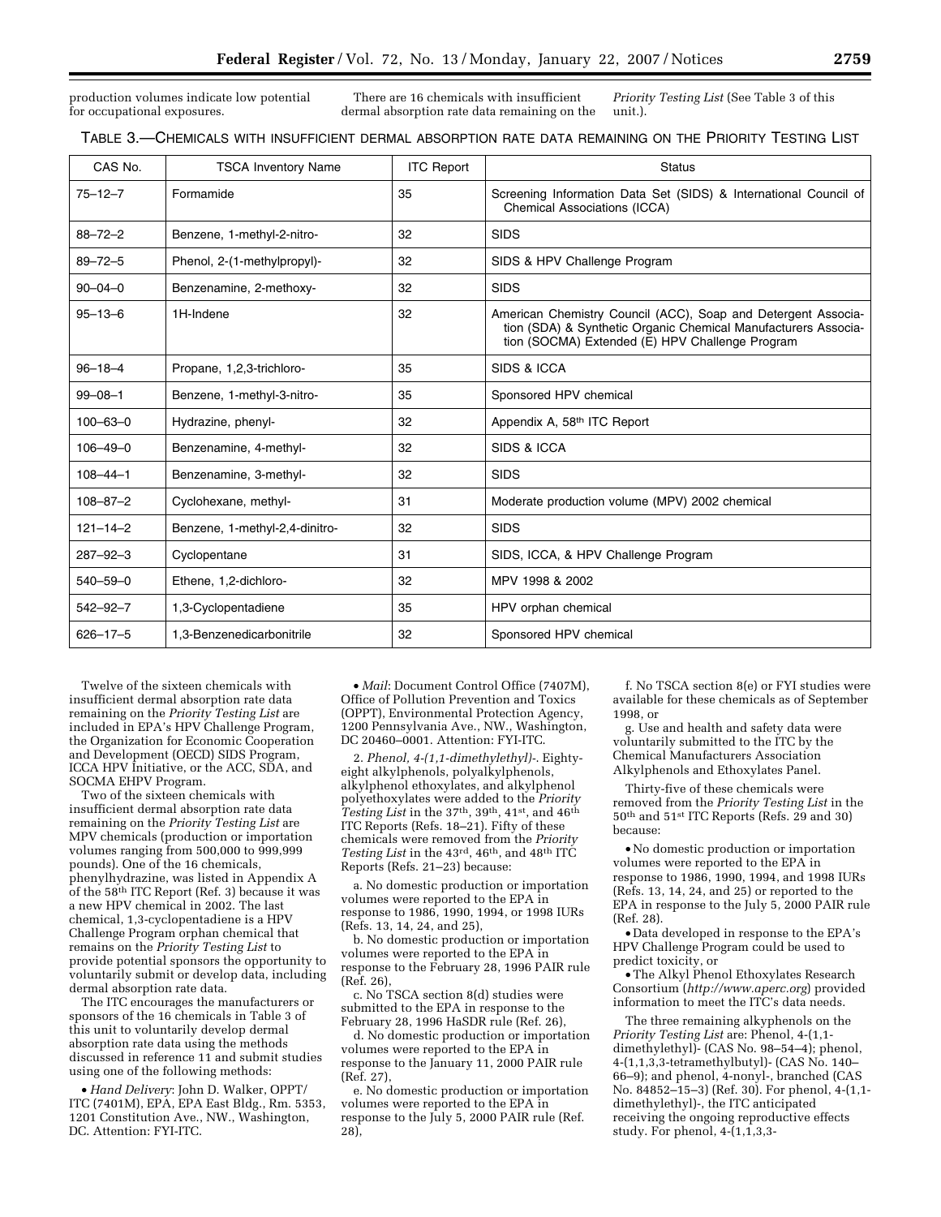production volumes indicate low potential for occupational exposures.

There are 16 chemicals with insufficient dermal absorption rate data remaining on the *Priority Testing List* (See Table 3 of this unit.).

TABLE 3.—CHEMICALS WITH INSUFFICIENT DERMAL ABSORPTION RATE DATA REMAINING ON THE PRIORITY TESTING LIST

| CAS No. | TSCA Inventory Name | ITC Report | Status |
|---|---|---|---|
| 75–12–7 | Formamide | 35 | Screening Information Data Set (SIDS) & International Council of Chemical Associations (ICCA) |
| 88–72–2 | Benzene, 1-methyl-2-nitro- | 32 | SIDS |
| 89–72–5 | Phenol, 2-(1-methylpropyl)- | 32 | SIDS & HPV Challenge Program |
| 90–04–0 | Benzenamine, 2-methoxy- | 32 | SIDS |
| 95–13–6 | 1H-Indene | 32 | American Chemistry Council (ACC), Soap and Detergent Association (SDA) & Synthetic Organic Chemical Manufacturers Association (SOCMA) Extended (E) HPV Challenge Program |
| 96–18–4 | Propane, 1,2,3-trichloro- | 35 | SIDS & ICCA |
| 99–08–1 | Benzene, 1-methyl-3-nitro- | 35 | Sponsored HPV chemical |
| 100–63–0 | Hydrazine, phenyl- | 32 | Appendix A, 58th ITC Report |
| 106–49–0 | Benzenamine, 4-methyl- | 32 | SIDS & ICCA |
| 108–44–1 | Benzenamine, 3-methyl- | 32 | SIDS |
| 108–87–2 | Cyclohexane, methyl- | 31 | Moderate production volume (MPV) 2002 chemical |
| 121–14–2 | Benzene, 1-methyl-2,4-dinitro- | 32 | SIDS |
| 287–92–3 | Cyclopentane | 31 | SIDS, ICCA, & HPV Challenge Program |
| 540–59–0 | Ethene, 1,2-dichloro- | 32 | MPV 1998 & 2002 |
| 542–92–7 | 1,3-Cyclopentadiene | 35 | HPV orphan chemical |
| 626–17–5 | 1,3-Benzenedicarbonitrile | 32 | Sponsored HPV chemical |

Twelve of the sixteen chemicals with insufficient dermal absorption rate data remaining on the *Priority Testing List* are included in EPA's HPV Challenge Program, the Organization for Economic Cooperation and Development (OECD) SIDS Program, ICCA HPV Initiative, or the ACC, SDA, and SOCMA EHPV Program.

Two of the sixteen chemicals with insufficient dermal absorption rate data remaining on the *Priority Testing List* are MPV chemicals (production or importation volumes ranging from 500,000 to 999,999 pounds). One of the 16 chemicals, phenylhydrazine, was listed in Appendix A of the 58th ITC Report (Ref. 3) because it was a new HPV chemical in 2002. The last chemical, 1,3-cyclopentadiene is a HPV Challenge Program orphan chemical that remains on the *Priority Testing List* to provide potential sponsors the opportunity to voluntarily submit or develop data, including dermal absorption rate data.

The ITC encourages the manufacturers or sponsors of the 16 chemicals in Table 3 of this unit to voluntarily develop dermal absorption rate data using the methods discussed in reference 11 and submit studies using one of the following methods:

- *Hand Delivery*: John D. Walker, OPPT/ITC (7401M), EPA, EPA East Bldg., Rm. 5353, 1201 Constitution Ave., NW., Washington, DC. Attention: FYI-ITC.
- *Mail*: Document Control Office (7407M), Office of Pollution Prevention and Toxics (OPPT), Environmental Protection Agency, 1200 Pennsylvania Ave., NW., Washington, DC 20460–0001. Attention: FYI-ITC.

2. *Phenol, 4-(1,1-dimethylethyl)-*. Eighty-eight alkylphenols, polyalkylphenols, alkylphenol ethoxylates, and alkylphenol polyethoxylates were added to the *Priority Testing List* in the 37th, 39th, 41st, and 46th ITC Reports (Refs. 18–21). Fifty of these chemicals were removed from the *Priority Testing List* in the 43rd, 46th, and 48th ITC Reports (Refs. 21–23) because:

a. No domestic production or importation volumes were reported to the EPA in response to 1986, 1990, 1994, or 1998 IURs (Refs. 13, 14, 24, and 25),

b. No domestic production or importation volumes were reported to the EPA in response to the February 28, 1996 PAIR rule (Ref. 26),

c. No TSCA section 8(d) studies were submitted to the EPA in response to the February 28, 1996 HaSDR rule (Ref. 26),

d. No domestic production or importation volumes were reported to the EPA in response to the January 11, 2000 PAIR rule (Ref. 27),

e. No domestic production or importation volumes were reported to the EPA in response to the July 5, 2000 PAIR rule (Ref. 28),

f. No TSCA section 8(e) or FYI studies were available for these chemicals as of September 1998, or

g. Use and health and safety data were voluntarily submitted to the ITC by the Chemical Manufacturers Association Alkylphenols and Ethoxylates Panel.

Thirty-five of these chemicals were removed from the *Priority Testing List* in the 50th and 51st ITC Reports (Refs. 29 and 30) because:

- No domestic production or importation volumes were reported to the EPA in response to 1986, 1990, 1994, and 1998 IURs (Refs. 13, 14, 24, and 25) or reported to the EPA in response to the July 5, 2000 PAIR rule (Ref. 28).
- Data developed in response to the EPA's HPV Challenge Program could be used to predict toxicity, or
- The Alkyl Phenol Ethoxylates Research Consortium (*http://www.aperc.org*) provided information to meet the ITC's data needs.

The three remaining alkyphenols on the *Priority Testing List* are: Phenol, 4-(1,1-dimethylethyl)- (CAS No. 98–54–4); phenol, 4-(1,1,3,3-tetramethylbutyl)- (CAS No. 140–66–9); and phenol, 4-nonyl-, branched (CAS No. 84852–15–3) (Ref. 30). For phenol, 4-(1,1-dimethylethyl)-, the ITC anticipated receiving the ongoing reproductive effects study. For phenol, 4-(1,1,3,3-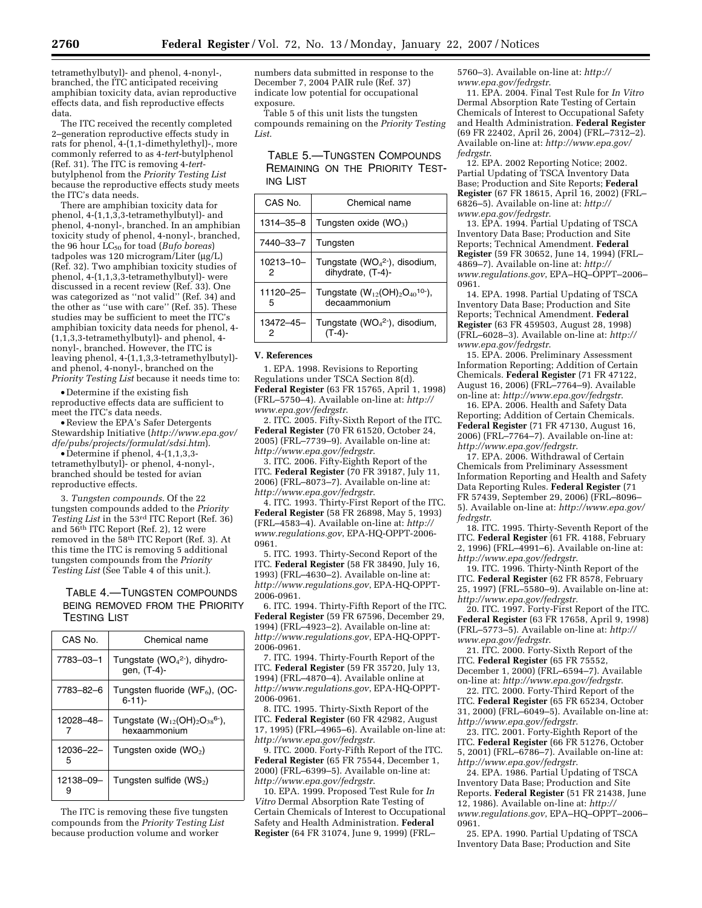tetramethylbutyl)- and phenol, 4-nonyl-, branched, the ITC anticipated receiving amphibian toxicity data, avian reproductive effects data, and fish reproductive effects data.

The ITC received the recently completed 2–generation reproductive effects study in rats for phenol, 4-(1,1-dimethylethyl)-, more commonly referred to as 4-*tert*-butylphenol (Ref. 31). The ITC is removing 4-*tert*-butylphenol from the *Priority Testing List* because the reproductive effects study meets the ITC's data needs.

There are amphibian toxicity data for phenol, 4-(1,1,3,3-tetramethylbutyl)- and phenol, 4-nonyl-, branched. In an amphibian toxicity study of phenol, 4-nonyl-, branched, the 96 hour $LC_{50}$ for toad (*Bufo boreas*) tadpoles was 120 microgram/Liter (µg/L) (Ref. 32). Two amphibian toxicity studies of phenol, 4-(1,1,3,3-tetramethylbutyl)- were discussed in a recent review (Ref. 33). One was categorized as ''not valid'' (Ref. 34) and the other as ''use with care'' (Ref. 35). These studies may be sufficient to meet the ITC's amphibian toxicity data needs for phenol, 4-(1,1,3,3-tetramethylbutyl)- and phenol, 4-nonyl-, branched. However, the ITC is leaving phenol, 4-(1,1,3,3-tetramethylbutyl)- and phenol, 4-nonyl-, branched on the *Priority Testing List* because it needs time to:

- Determine if the existing fish reproductive effects data are sufficient to meet the ITC's data needs.
- Review the EPA's Safer Detergents Stewardship Initiative (*http://www.epa.gov/dfe/pubs/projects/formulat/sdsi.htm*).
- Determine if phenol, 4-(1,1,3,3-tetramethylbutyl)- or phenol, 4-nonyl-, branched should be tested for avian reproductive effects.

3. *Tungsten compounds*. Of the 22 tungsten compounds added to the *Priority Testing List* in the 53rd ITC Report (Ref. 36) and 56th ITC Report (Ref. 2), 12 were removed in the 58th ITC Report (Ref. 3). At this time the ITC is removing 5 additional tungsten compounds from the *Priority Testing List* (See Table 4 of this unit.).

TABLE 4.—TUNGSTEN COMPOUNDS BEING REMOVED FROM THE PRIORITY TESTING LIST

| CAS No. | Chemical name |
|---|---|
| 7783–03–1 | Tungstate ($WO_4^{2-}$), dihydrogen, (T-4)- |
| 7783–82–6 | Tungsten fluoride ($WF_6$), (OC-6-11)- |
| 12028–48–7 | Tungstate ($W_{12}(OH)_2O_{38}^{6-}$), hexaammonium |
| 12036–22–5 | Tungsten oxide ($WO_2$) |
| 12138–09–9 | Tungsten sulfide ($WS_2$) |

The ITC is removing these five tungsten compounds from the *Priority Testing List* because production volume and worker numbers data submitted in response to the December 7, 2004 PAIR rule (Ref. 37) indicate low potential for occupational exposure.

Table 5 of this unit lists the tungsten compounds remaining on the *Priority Testing List*.

TABLE 5.—TUNGSTEN COMPOUNDS REMAINING ON THE PRIORITY TESTING LIST

| CAS No. | Chemical name |
|---|---|
| 1314–35–8 | Tungsten oxide ($WO_3$) |
| 7440–33–7 | Tungsten |
| 10213–10–2 | Tungstate ($WO_4^{2-}$), disodium, dihydrate, (T-4)- |
| 11120–25–5 | Tungstate ($W_{12}(OH)_2O_{40}^{10-}$), decaammonium |
| 13472–45–2 | Tungstate ($WO_4^{2-}$), disodium, (T-4)- |

## V. References

1. EPA. 1998. Revisions to Reporting Regulations under TSCA Section 8(d). **Federal Register** (63 FR 15765, April 1, 1998) (FRL–5750–4). Available on-line at: *http://www.epa.gov/fedrgstr*.

2. ITC. 2005. Fifty-Sixth Report of the ITC. **Federal Register** (70 FR 61520, October 24, 2005) (FRL–7739–9). Available on-line at: *http://www.epa.gov/fedrgstr*.

3. ITC. 2006. Fifty-Eighth Report of the ITC. **Federal Register** (70 FR 39187, July 11, 2006) (FRL–8073–7). Available on-line at: *http://www.epa.gov/fedrgstr*.

4. ITC. 1993. Thirty-First Report of the ITC. **Federal Register** (58 FR 26898, May 5, 1993) (FRL–4583–4). Available on-line at: *http://www.regulations.gov*, EPA-HQ-OPPT-2006-0961.

5. ITC. 1993. Thirty-Second Report of the ITC. **Federal Register** (58 FR 38490, July 16, 1993) (FRL–4630–2). Available on-line at: *http://www.regulations.gov*, EPA-HQ-OPPT-2006-0961.

6. ITC. 1994. Thirty-Fifth Report of the ITC. **Federal Register** (59 FR 67596, December 29, 1994) (FRL–4923–2). Available on-line at: *http://www.regulations.gov*, EPA-HQ-OPPT-2006-0961.

7. ITC. 1994. Thirty-Fourth Report of the ITC. **Federal Register** (59 FR 35720, July 13, 1994) (FRL–4870–4). Available online at *http://www.regulations.gov*, EPA-HQ-OPPT-2006-0961.

8. ITC. 1995. Thirty-Sixth Report of the ITC. **Federal Register** (60 FR 42982, August 17, 1995) (FRL–4965–6). Available on-line at: *http://www.epa.gov/fedrgstr*.

9. ITC. 2000. Forty-Fifth Report of the ITC. **Federal Register** (65 FR 75544, December 1, 2000) (FRL–6399–5). Available on-line at: *http://www.epa.gov/fedrgstr*.

10. EPA. 1999. Proposed Test Rule for *In Vitro* Dermal Absorption Rate Testing of Certain Chemicals of Interest to Occupational Safety and Health Administration. **Federal Register** (64 FR 31074, June 9, 1999) (FRL–5760–3). Available on-line at: *http://www.epa.gov/fedrgstr*.

11. EPA. 2004. Final Test Rule for *In Vitro* Dermal Absorption Rate Testing of Certain Chemicals of Interest to Occupational Safety and Health Administration. **Federal Register** (69 FR 22402, April 26, 2004) (FRL–7312–2). Available on-line at: *http://www.epa.gov/fedrgstr*.

12. EPA. 2002 Reporting Notice; 2002. Partial Updating of TSCA Inventory Data Base; Production and Site Reports; **Federal Register** (67 FR 18615, April 16, 2002) (FRL–6826–5). Available on-line at: *http://www.epa.gov/fedrgstr*.

13. EPA. 1994. Partial Updating of TSCA Inventory Data Base; Production and Site Reports; Technical Amendment. **Federal Register** (59 FR 30652, June 14, 1994) (FRL–4869–7). Available on-line at: *http://www.regulations.gov*, EPA–HQ–OPPT–2006–0961.

14. EPA. 1998. Partial Updating of TSCA Inventory Data Base; Production and Site Reports; Technical Amendment. **Federal Register** (63 FR 459503, August 28, 1998) (FRL–6028–3). Available on-line at: *http://www.epa.gov/fedrgstr*.

15. EPA. 2006. Preliminary Assessment Information Reporting; Addition of Certain Chemicals. **Federal Register** (71 FR 47122, August 16, 2006) (FRL–7764–9). Available on-line at: *http://www.epa.gov/fedrgstr*.

16. EPA. 2006. Health and Safety Data Reporting; Addition of Certain Chemicals. **Federal Register** (71 FR 47130, August 16, 2006) (FRL–7764–7). Available on-line at: *http://www.epa.gov/fedrgstr*.

17. EPA. 2006. Withdrawal of Certain Chemicals from Preliminary Assessment Information Reporting and Health and Safety Data Reporting Rules. **Federal Register** (71 FR 57439, September 29, 2006) (FRL–8096–5). Available on-line at: *http://www.epa.gov/fedrgstr*.

18. ITC. 1995. Thirty-Seventh Report of the ITC. **Federal Register** (61 FR. 4188, February 2, 1996) (FRL–4991–6). Available on-line at: *http://www.epa.gov/fedrgstr*.

19. ITC. 1996. Thirty-Ninth Report of the ITC. **Federal Register** (62 FR 8578, February 25, 1997) (FRL–5580–9). Available on-line at: *http://www.epa.gov/fedrgstr*.

20. ITC. 1997. Forty-First Report of the ITC. **Federal Register** (63 FR 17658, April 9, 1998) (FRL–5773–5). Available on-line at: *http://www.epa.gov/fedrgstr*.

21. ITC. 2000. Forty-Sixth Report of the ITC. **Federal Register** (65 FR 75552, December 1, 2000) (FRL–6594–7). Available on-line at: *http://www.epa.gov/fedrgstr*.

22. ITC. 2000. Forty-Third Report of the ITC. **Federal Register** (65 FR 65234, October 31, 2000) (FRL–6049–5). Available on-line at: *http://www.epa.gov/fedrgstr*.

23. ITC. 2001. Forty-Eighth Report of the ITC. **Federal Register** (66 FR 51276, October 5, 2001) (FRL–6786–7). Available on-line at: *http://www.epa.gov/fedrgstr*.

24. EPA. 1986. Partial Updating of TSCA Inventory Data Base; Production and Site Reports. **Federal Register** (51 FR 21438, June 12, 1986). Available on-line at: *http://www.regulations.gov*, EPA–HQ–OPPT–2006–0961.

25. EPA. 1990. Partial Updating of TSCA Inventory Data Base; Production and Site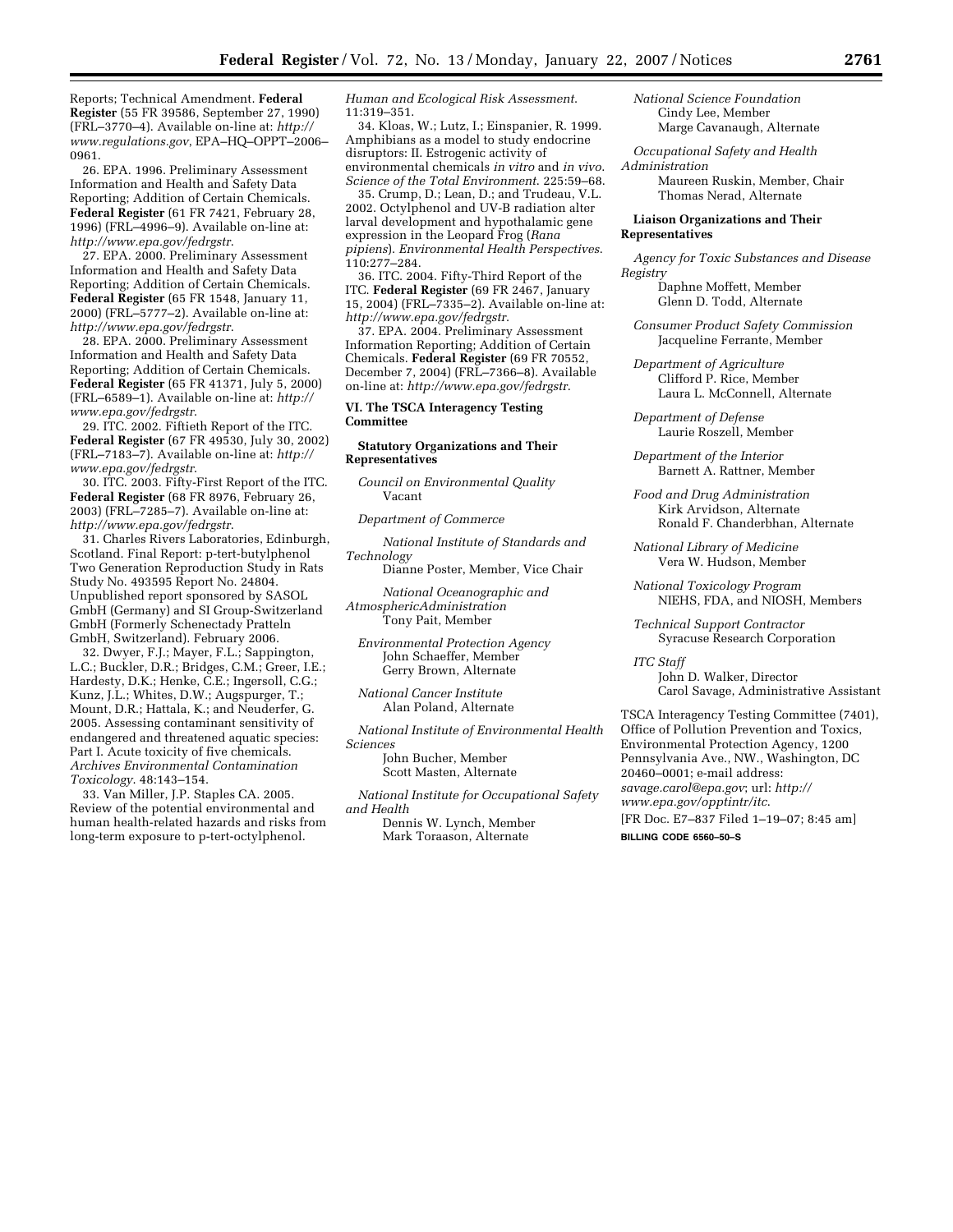Reports; Technical Amendment. **Federal Register** (55 FR 39586, September 27, 1990) (FRL–3770–4). Available on-line at: *http://www.regulations.gov*, EPA–HQ–OPPT–2006–0961.

26. EPA. 1996. Preliminary Assessment Information and Health and Safety Data Reporting; Addition of Certain Chemicals. **Federal Register** (61 FR 7421, February 28, 1996) (FRL–4996–9). Available on-line at: *http://www.epa.gov/fedrgstr*.

27. EPA. 2000. Preliminary Assessment Information and Health and Safety Data Reporting; Addition of Certain Chemicals. **Federal Register** (65 FR 1548, January 11, 2000) (FRL–5777–2). Available on-line at: *http://www.epa.gov/fedrgstr*.

28. EPA. 2000. Preliminary Assessment Information and Health and Safety Data Reporting; Addition of Certain Chemicals. **Federal Register** (65 FR 41371, July 5, 2000) (FRL–6589–1). Available on-line at: *http://www.epa.gov/fedrgstr*.

29. ITC. 2002. Fiftieth Report of the ITC. **Federal Register** (67 FR 49530, July 30, 2002) (FRL–7183–7). Available on-line at: *http://www.epa.gov/fedrgstr*.

30. ITC. 2003. Fifty-First Report of the ITC. **Federal Register** (68 FR 8976, February 26, 2003) (FRL–7285–7). Available on-line at: *http://www.epa.gov/fedrgstr*.

31. Charles Rivers Laboratories, Edinburgh, Scotland. Final Report: p-tert-butylphenol Two Generation Reproduction Study in Rats Study No. 493595 Report No. 24804. Unpublished report sponsored by SASOL GmbH (Germany) and SI Group-Switzerland GmbH (Formerly Schenectady Pratteln GmbH, Switzerland). February 2006.

32. Dwyer, F.J.; Mayer, F.L.; Sappington, L.C.; Buckler, D.R.; Bridges, C.M.; Greer, I.E.; Hardesty, D.K.; Henke, C.E.; Ingersoll, C.G.; Kunz, J.L.; Whites, D.W.; Augspurger, T.; Mount, D.R.; Hattala, K.; and Neuderfer, G. 2005. Assessing contaminant sensitivity of endangered and threatened aquatic species: Part I. Acute toxicity of five chemicals. *Archives Environmental Contamination Toxicology*. 48:143–154.

33. Van Miller, J.P. Staples CA. 2005. Review of the potential environmental and human health-related hazards and risks from long-term exposure to p-tert-octylphenol. *Human and Ecological Risk Assessment*. 11:319–351.

34. Kloas, W.; Lutz, I.; Einspanier, R. 1999. Amphibians as a model to study endocrine disruptors: II. Estrogenic activity of environmental chemicals *in vitro* and *in vivo*. *Science of the Total Environment*. 225:59–68.

35. Crump, D.; Lean, D.; and Trudeau, V.L. 2002. Octylphenol and UV-B radiation alter larval development and hypothalamic gene expression in the Leopard Frog (*Rana pipiens*). *Environmental Health Perspectives*. 110:277–284.

36. ITC. 2004. Fifty-Third Report of the ITC. **Federal Register** (69 FR 2467, January 15, 2004) (FRL–7335–2). Available on-line at: *http://www.epa.gov/fedrgstr*.

37. EPA. 2004. Preliminary Assessment Information Reporting; Addition of Certain Chemicals. **Federal Register** (69 FR 70552, December 7, 2004) (FRL–7366–8). Available on-line at: *http://www.epa.gov/fedrgstr*.

## VI. The TSCA Interagency Testing Committee

### Statutory Organizations and Their Representatives

*Council on Environmental Quality*
Vacant

*Department of Commerce*

*National Institute of Standards and Technology*
Dianne Poster, Member, Vice Chair

*National Oceanographic and AtmosphericAdministration*
Tony Pait, Member

*Environmental Protection Agency*
John Schaeffer, Member
Gerry Brown, Alternate

*National Cancer Institute*
Alan Poland, Alternate

*National Institute of Environmental Health Sciences*
John Bucher, Member
Scott Masten, Alternate

*National Institute for Occupational Safety and Health*
Dennis W. Lynch, Member
Mark Toraason, Alternate

*National Science Foundation*
Cindy Lee, Member
Marge Cavanaugh, Alternate

*Occupational Safety and Health Administration*
Maureen Ruskin, Member, Chair
Thomas Nerad, Alternate

### Liaison Organizations and Their Representatives

*Agency for Toxic Substances and Disease Registry*
Daphne Moffett, Member
Glenn D. Todd, Alternate

*Consumer Product Safety Commission*
Jacqueline Ferrante, Member

*Department of Agriculture*
Clifford P. Rice, Member
Laura L. McConnell, Alternate

*Department of Defense*
Laurie Roszell, Member

*Department of the Interior*
Barnett A. Rattner, Member

*Food and Drug Administration*
Kirk Arvidson, Alternate
Ronald F. Chanderbhan, Alternate

*National Library of Medicine*
Vera W. Hudson, Member

*National Toxicology Program*
NIEHS, FDA, and NIOSH, Members

*Technical Support Contractor*
Syracuse Research Corporation

*ITC Staff*
John D. Walker, Director
Carol Savage, Administrative Assistant

TSCA Interagency Testing Committee (7401), Office of Pollution Prevention and Toxics, Environmental Protection Agency, 1200 Pennsylvania Ave., NW., Washington, DC 20460–0001; e-mail address: *savage.carol@epa.gov*; url: *http://www.epa.gov/opptintr/itc*.

[FR Doc. E7–837 Filed 1–19–07; 8:45 am]

**BILLING CODE 6560–50–S**